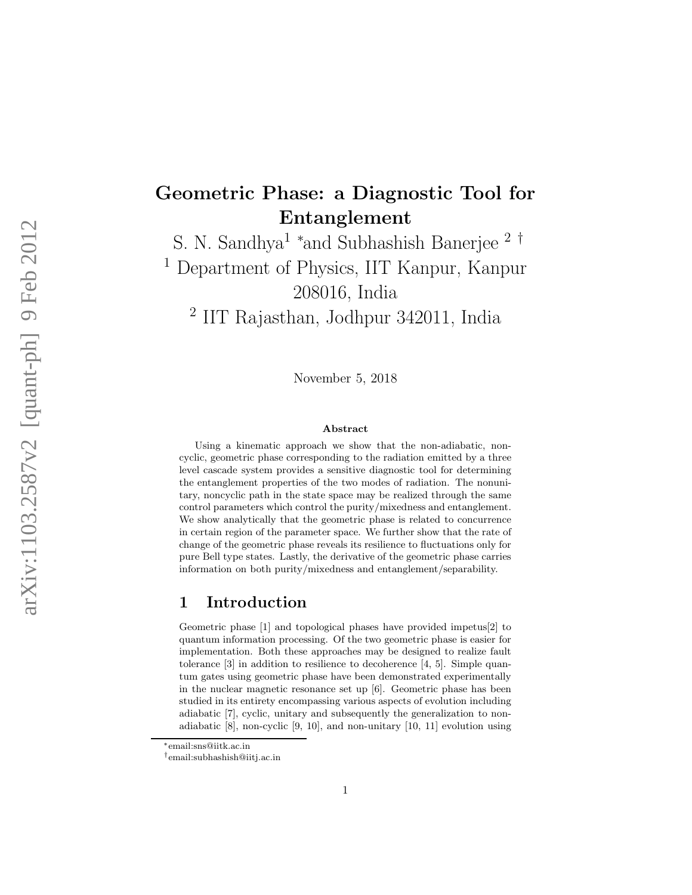# Geometric Phase: a Diagnostic Tool for Entanglement

S. N. Sandhya[1] *and Subhashish Banerjee [2] †

[1] Department of Physics, IIT Kanpur, Kanpur 208016, India

[2] IIT Rajasthan, Jodhpur 342011, India

November 5, 2018

### Abstract

Using a kinematic approach we show that the non-adiabatic, noncyclic, geometric phase corresponding to the radiation emitted by a three level cascade system provides a sensitive diagnostic tool for determining the entanglement properties of the two modes of radiation. The nonunitary, noncyclic path in the state space may be realized through the same control parameters which control the purity/mixedness and entanglement. We show analytically that the geometric phase is related to concurrence in certain region of the parameter space. We further show that the rate of change of the geometric phase reveals its resilience to fluctuations only for pure Bell type states. Lastly, the derivative of the geometric phase carries information on both purity/mixedness and entanglement/separability.

## 1 Introduction

Geometric phase [1] and topological phases have provided impetus[2] to quantum information processing. Of the two geometric phase is easier for implementation. Both these approaches may be designed to realize fault tolerance [3] in addition to resilience to decoherence [4, 5]. Simple quantum gates using geometric phase have been demonstrated experimentally in the nuclear magnetic resonance set up [6]. Geometric phase has been studied in its entirety encompassing various aspects of evolution including adiabatic [7], cyclic, unitary and subsequently the generalization to non-adiabatic [8], non-cyclic [9, 10], and non-unitary [10, 11] evolution using

*email:sns@iitk.ac.in

†email:subhashish@iitj.ac.in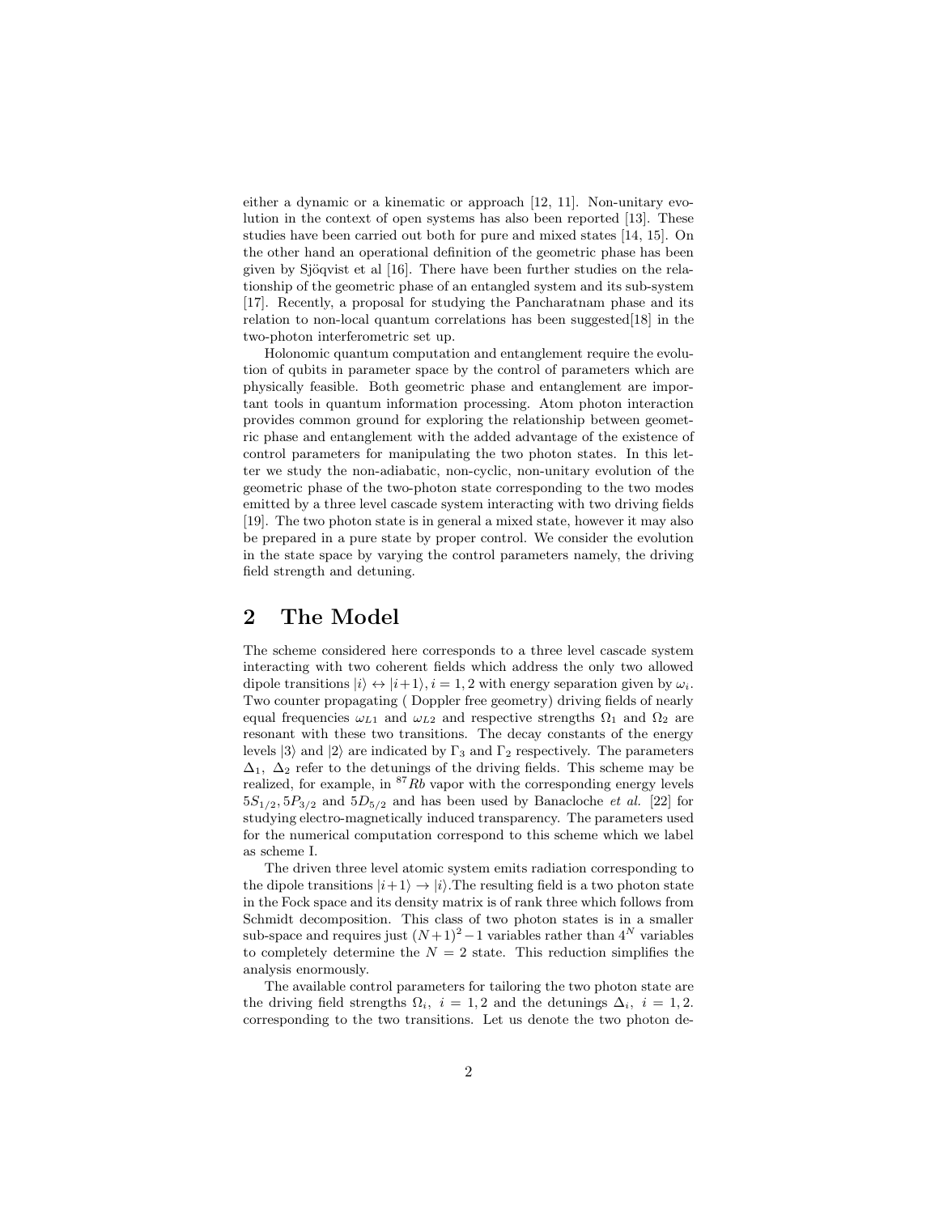either a dynamic or a kinematic or approach [12, 11]. Non-unitary evolution in the context of open systems has also been reported [13]. These studies have been carried out both for pure and mixed states [14, 15]. On the other hand an operational definition of the geometric phase has been given by Sjöqvist et al [16]. There have been further studies on the relationship of the geometric phase of an entangled system and its sub-system [17]. Recently, a proposal for studying the Pancharatnam phase and its relation to non-local quantum correlations has been suggested[18] in the two-photon interferometric set up.

Holonomic quantum computation and entanglement require the evolution of qubits in parameter space by the control of parameters which are physically feasible. Both geometric phase and entanglement are important tools in quantum information processing. Atom photon interaction provides common ground for exploring the relationship between geometric phase and entanglement with the added advantage of the existence of control parameters for manipulating the two photon states. In this letter we study the non-adiabatic, non-cyclic, non-unitary evolution of the geometric phase of the two-photon state corresponding to the two modes emitted by a three level cascade system interacting with two driving fields [19]. The two photon state is in general a mixed state, however it may also be prepared in a pure state by proper control. We consider the evolution in the state space by varying the control parameters namely, the driving field strength and detuning.

## 2 The Model

The scheme considered here corresponds to a three level cascade system interacting with two coherent fields which address the only two allowed dipole transitions $|i\rangle \leftrightarrow |i+1\rangle, i = 1, 2$ with energy separation given by $\omega_i$. Two counter propagating ( Doppler free geometry) driving fields of nearly equal frequencies $\omega_{L1}$ and $\omega_{L2}$ and respective strengths $\Omega_1$ and $\Omega_2$ are resonant with these two transitions. The decay constants of the energy levels $|3\rangle$ and $|2\rangle$ are indicated by $\Gamma_3$ and $\Gamma_2$ respectively. The parameters $\Delta_1, \ \Delta_2$ refer to the detunings of the driving fields. This scheme may be realized, for example, in $^{87}Rb$ vapor with the corresponding energy levels $5S_{1/2}, 5P_{3/2}$ and $5D_{5/2}$ and has been used by Banacloche *et al.* [22] for studying electro-magnetically induced transparency. The parameters used for the numerical computation correspond to this scheme which we label as scheme I.

The driven three level atomic system emits radiation corresponding to the dipole transitions $|i+1\rangle \rightarrow |i\rangle$.The resulting field is a two photon state in the Fock space and its density matrix is of rank three which follows from Schmidt decomposition. This class of two photon states is in a smaller sub-space and requires just $(N+1)^2-1$ variables rather than $4^N$ variables to completely determine the $N = 2$ state. This reduction simplifies the analysis enormously.

The available control parameters for tailoring the two photon state are the driving field strengths $\Omega_i, \ i = 1, 2$ and the detunings $\Delta_i, \ i = 1, 2.$ corresponding to the two transitions. Let us denote the two photon de-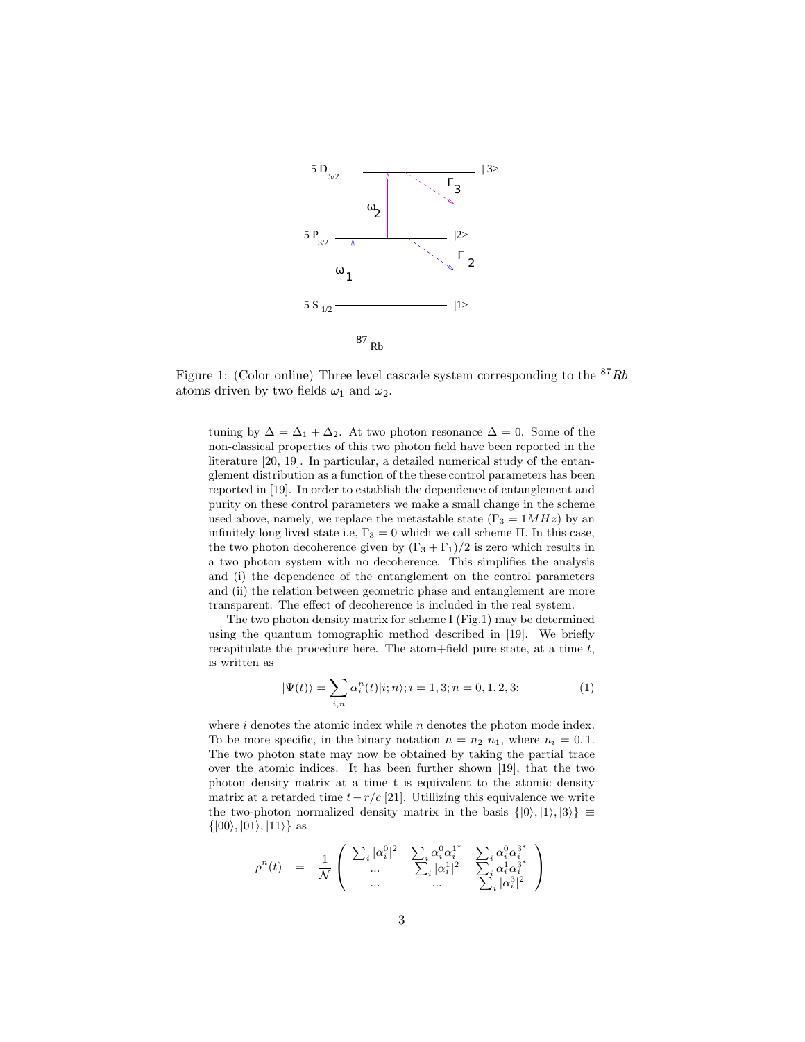Figure 1: (Color online) Three level cascade system corresponding to the $^{87}Rb$ atoms driven by two fields $\omega_1$ and $\omega_2$.

tuning by $\Delta = \Delta_1 + \Delta_2$. At two photon resonance $\Delta = 0$. Some of the non-classical properties of this two photon field have been reported in the literature [20, 19]. In particular, a detailed numerical study of the entanglement distribution as a function of the these control parameters has been reported in [19]. In order to establish the dependence of entanglement and purity on these control parameters we make a small change in the scheme used above, namely, we replace the metastable state ($\Gamma_3 = 1MHz$) by an infinitely long lived state i.e, $\Gamma_3 = 0$ which we call scheme II. In this case, the two photon decoherence given by $(\Gamma_3 + \Gamma_1)/2$ is zero which results in a two photon system with no decoherence. This simplifies the analysis and (i) the dependence of the entanglement on the control parameters and (ii) the relation between geometric phase and entanglement are more transparent. The effect of decoherence is included in the real system.

The two photon density matrix for scheme I (Fig.1) may be determined using the quantum tomographic method described in [19]. We briefly recapitulate the procedure here. The atom+field pure state, at a time $t$, is written as

$$|\Psi(t)\rangle = \sum_{i,n} \alpha_i^n(t)|i;n\rangle; i = 1,3; n = 0,1,2,3; \tag{1}$$

where $i$ denotes the atomic index while $n$ denotes the photon mode index. To be more specific, in the binary notation $n = n_2\ n_1$, where $n_i = 0,1$. The two photon state may now be obtained by taking the partial trace over the atomic indices. It has been further shown [19], that the two photon density matrix at a time t is equivalent to the atomic density matrix at a retarded time $t - r/c$ [21]. Utillizing this equivalence we write the two-photon normalized density matrix in the basis $\{|0\rangle, |1\rangle, |3\rangle\} \equiv \{|00\rangle, |01\rangle, |11\rangle\}$ as

$$\rho^n(t) = \frac{1}{\mathcal{N}} \begin{pmatrix} \sum_i |\alpha_i^0|^2 & \sum_i \alpha_i^0 \alpha_i^{1^*} & \sum_i \alpha_i^0 \alpha_i^{3^*} \\ ... & \sum_i |\alpha_i^1|^2 & \sum_i \alpha_i^1 \alpha_i^{3^*} \\ ... & ... & \sum_i |\alpha_i^3|^2 \end{pmatrix}$$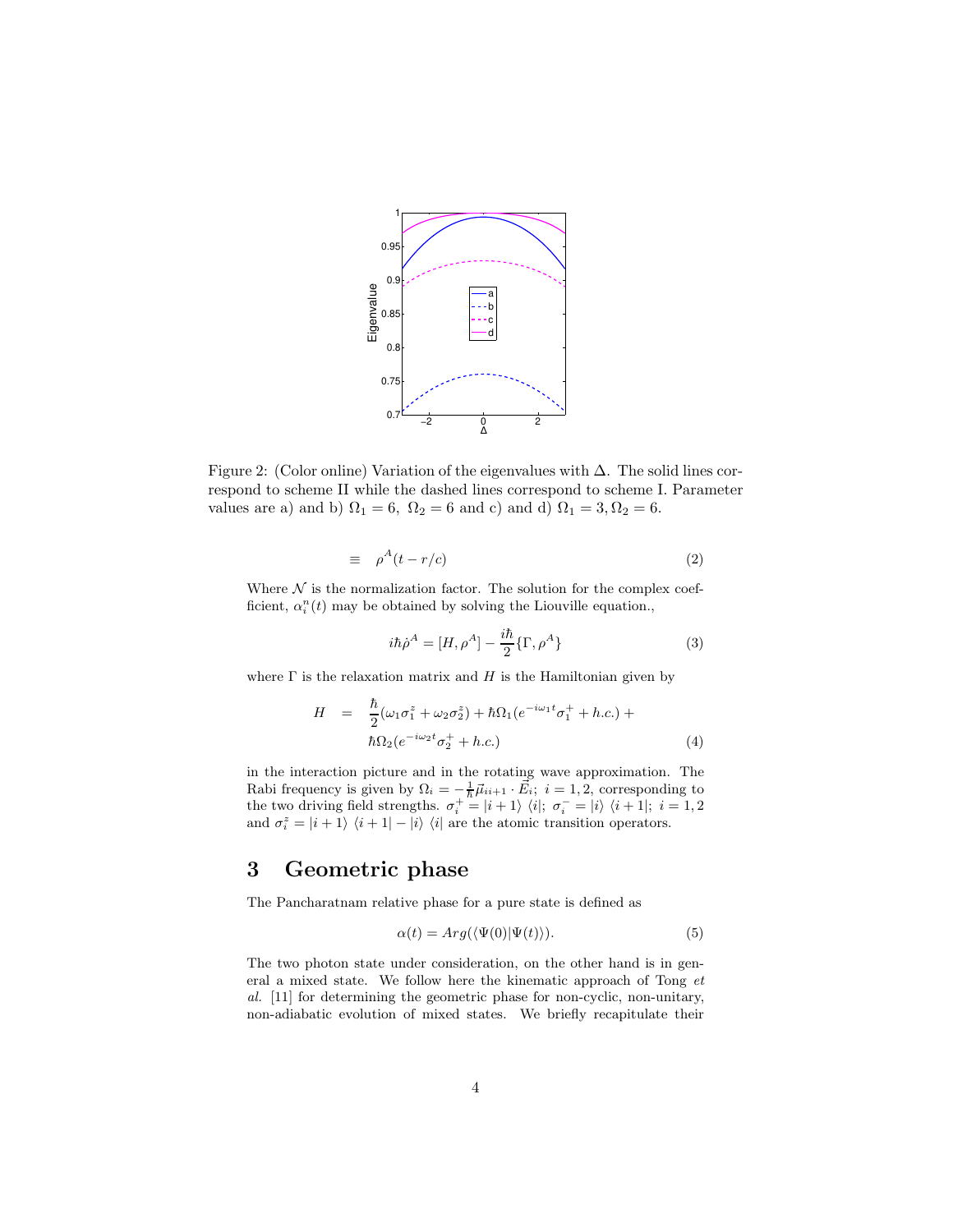Figure 2: (Color online) Variation of the eigenvalues with $\Delta$. The solid lines correspond to scheme II while the dashed lines correspond to scheme I. Parameter values are a) and b) $\Omega_1 = 6,\ \Omega_2 = 6$ and c) and d) $\Omega_1 = 3, \Omega_2 = 6$.

$$\equiv \quad \rho^A(t - r/c) \tag{2}$$

Where $\mathcal{N}$ is the normalization factor. The solution for the complex coefficient, $\alpha_i^n(t)$ may be obtained by solving the Liouville equation.,

$$i\hbar\dot{\rho}^A = [H, \rho^A] - \frac{i\hbar}{2}\{\Gamma, \rho^A\} \tag{3}$$

where $\Gamma$ is the relaxation matrix and $H$ is the Hamiltonian given by

$$\begin{aligned} H &= \frac{\hbar}{2}(\omega_1\sigma_1^z + \omega_2\sigma_2^z) + \hbar\Omega_1(e^{-i\omega_1 t}\sigma_1^+ + h.c.) + \\ &\quad \hbar\Omega_2(e^{-i\omega_2 t}\sigma_2^+ + h.c.) \end{aligned} \tag{4}$$

in the interaction picture and in the rotating wave approximation. The Rabi frequency is given by $\Omega_i = -\frac{1}{\hbar}\vec{\mu}_{ii+1} \cdot \vec{E}_i;\ i = 1, 2$, corresponding to the two driving field strengths. $\sigma_i^+ = |i+1\rangle\ \langle i|;\ \sigma_i^- = |i\rangle\ \langle i+1|;\ i = 1, 2$ and $\sigma_i^z = |i+1\rangle\ \langle i+1| - |i\rangle\ \langle i|$ are the atomic transition operators.

# 3 Geometric phase

The Pancharatnam relative phase for a pure state is defined as

$$\alpha(t) = Arg(\langle\Psi(0)|\Psi(t)\rangle). \tag{5}$$

The two photon state under consideration, on the other hand is in general a mixed state. We follow here the kinematic approach of Tong *et al.* [11] for determining the geometric phase for non-cyclic, non-unitary, non-adiabatic evolution of mixed states. We briefly recapitulate their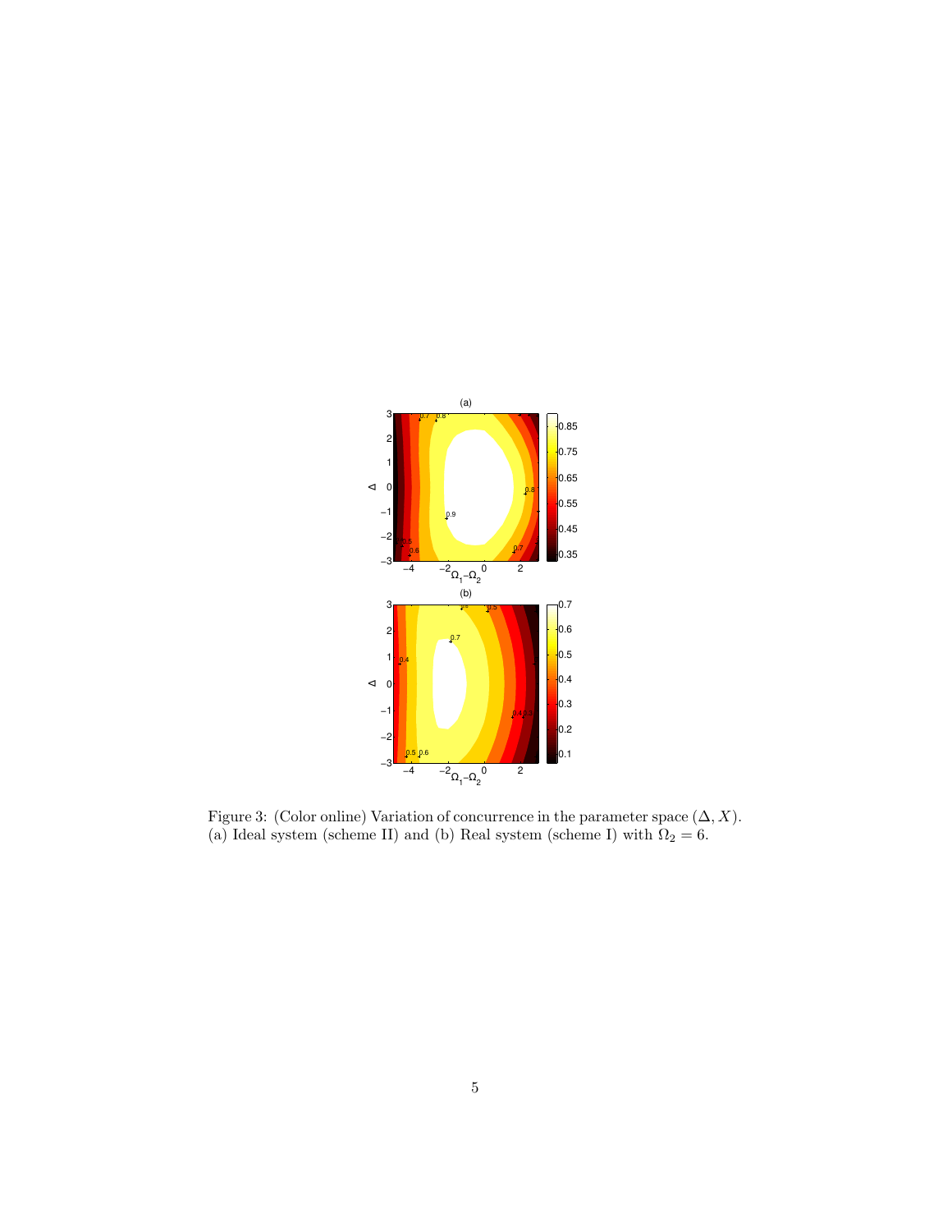Figure 3: (Color online) Variation of concurrence in the parameter space $(\Delta, X)$. (a) Ideal system (scheme II) and (b) Real system (scheme I) with $\Omega_2 = 6$.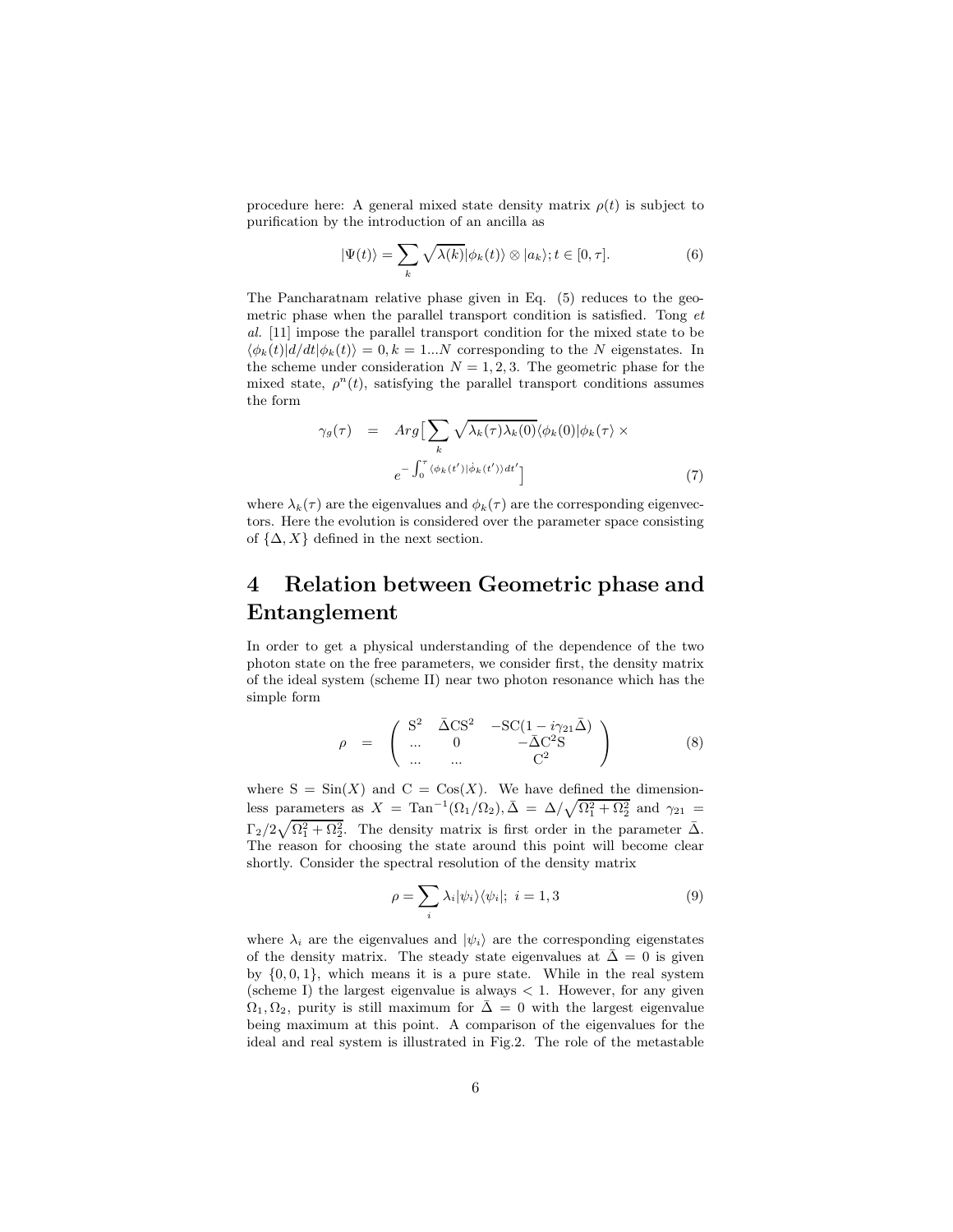procedure here: A general mixed state density matrix $\rho(t)$ is subject to purification by the introduction of an ancilla as

$$|\Psi(t)\rangle = \sum_k \sqrt{\lambda(k)}|\phi_k(t)\rangle \otimes |a_k\rangle; t \in [0, \tau]. \tag{6}$$

The Pancharatnam relative phase given in Eq. (5) reduces to the geometric phase when the parallel transport condition is satisfied. Tong *et al.* [11] impose the parallel transport condition for the mixed state to be $\langle\phi_k(t)|d/dt|\phi_k(t)\rangle = 0, k = 1...N$ corresponding to the $N$ eigenstates. In the scheme under consideration $N = 1, 2, 3$. The geometric phase for the mixed state, $\rho^n(t)$, satisfying the parallel transport conditions assumes the form

$$\begin{aligned}\gamma_g(\tau) &= Arg\big[\sum_k \sqrt{\lambda_k(\tau)\lambda_k(0)}\langle\phi_k(0)|\phi_k(\tau)\rangle \times \\ &\quad e^{-\int_0^\tau \langle\phi_k(t')|\dot{\phi}_k(t')\rangle dt'}\big]\end{aligned} \tag{7}$$

where $\lambda_k(\tau)$ are the eigenvalues and $\phi_k(\tau)$ are the corresponding eigenvectors. Here the evolution is considered over the parameter space consisting of $\{\Delta, X\}$ defined in the next section.

# 4 Relation between Geometric phase and Entanglement

In order to get a physical understanding of the dependence of the two photon state on the free parameters, we consider first, the density matrix of the ideal system (scheme II) near two photon resonance which has the simple form

$$\rho = \begin{pmatrix} \mathrm{S}^2 & \bar{\Delta}\mathrm{CS}^2 & -\mathrm{SC}(1 - i\gamma_{21}\bar{\Delta}) \\ ... & 0 & -\bar{\Delta}\mathrm{C}^2\mathrm{S} \\ ... & ... & \mathrm{C}^2 \end{pmatrix} \tag{8}$$

where $\mathrm{S} = \mathrm{Sin}(X)$ and $\mathrm{C} = \mathrm{Cos}(X)$. We have defined the dimensionless parameters as $X = \mathrm{Tan}^{-1}(\Omega_1/\Omega_2), \bar{\Delta} = \Delta/\sqrt{\Omega_1^2 + \Omega_2^2}$ and $\gamma_{21} = \Gamma_2/2\sqrt{\Omega_1^2 + \Omega_2^2}$. The density matrix is first order in the parameter $\bar{\Delta}$. The reason for choosing the state around this point will become clear shortly. Consider the spectral resolution of the density matrix

$$\rho = \sum_i \lambda_i|\psi_i\rangle\langle\psi_i|;\ i = 1, 3 \tag{9}$$

where $\lambda_i$ are the eigenvalues and $|\psi_i\rangle$ are the corresponding eigenstates of the density matrix. The steady state eigenvalues at $\bar{\Delta} = 0$ is given by $\{0, 0, 1\}$, which means it is a pure state. While in the real system (scheme I) the largest eigenvalue is always $< 1$. However, for any given $\Omega_1, \Omega_2$, purity is still maximum for $\bar{\Delta} = 0$ with the largest eigenvalue being maximum at this point. A comparison of the eigenvalues for the ideal and real system is illustrated in Fig.2. The role of the metastable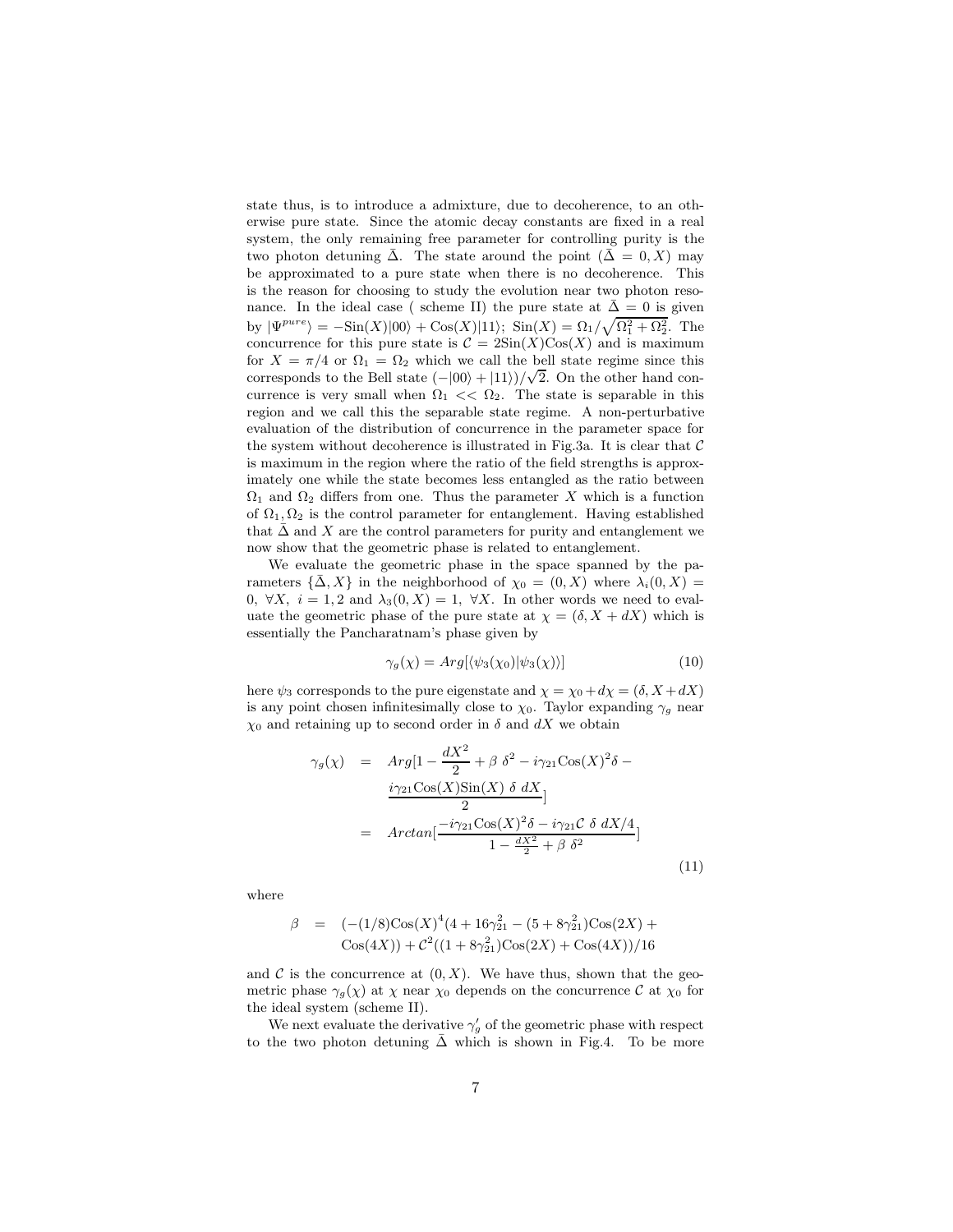state thus, is to introduce a admixture, due to decoherence, to an otherwise pure state. Since the atomic decay constants are fixed in a real system, the only remaining free parameter for controlling purity is the two photon detuning $\bar{\Delta}$. The state around the point $(\bar{\Delta} = 0, X)$ may be approximated to a pure state when there is no decoherence. This is the reason for choosing to study the evolution near two photon resonance. In the ideal case ( scheme II) the pure state at $\bar{\Delta} = 0$ is given by $|\Psi^{pure}\rangle = -\text{Sin}(X)|00\rangle + \text{Cos}(X)|11\rangle$; $\text{Sin}(X) = \Omega_1/\sqrt{\Omega_1^2 + \Omega_2^2}$. The concurrence for this pure state is $\mathcal{C} = 2\text{Sin}(X)\text{Cos}(X)$ and is maximum for $X = \pi/4$ or $\Omega_1 = \Omega_2$ which we call the bell state regime since this corresponds to the Bell state $(-|00\rangle + |11\rangle)/\sqrt{2}$. On the other hand concurrence is very small when $\Omega_1 << \Omega_2$. The state is separable in this region and we call this the separable state regime. A non-perturbative evaluation of the distribution of concurrence in the parameter space for the system without decoherence is illustrated in Fig.3a. It is clear that $\mathcal{C}$ is maximum in the region where the ratio of the field strengths is approximately one while the state becomes less entangled as the ratio between $\Omega_1$ and $\Omega_2$ differs from one. Thus the parameter $X$ which is a function of $\Omega_1, \Omega_2$ is the control parameter for entanglement. Having established that $\bar{\Delta}$ and $X$ are the control parameters for purity and entanglement we now show that the geometric phase is related to entanglement.

We evaluate the geometric phase in the space spanned by the parameters $\{\bar{\Delta}, X\}$ in the neighborhood of $\chi_0 = (0, X)$ where $\lambda_i(0, X) = 0,\ \forall X,\ i = 1, 2$ and $\lambda_3(0, X) = 1,\ \forall X$. In other words we need to evaluate the geometric phase of the pure state at $\chi = (\delta, X + dX)$ which is essentially the Pancharatnam's phase given by

$$\gamma_g(\chi) = Arg[\langle \psi_3(\chi_0)|\psi_3(\chi)\rangle] \tag{10}$$

here $\psi_3$ corresponds to the pure eigenstate and $\chi = \chi_0 + d\chi = (\delta, X + dX)$ is any point chosen infinitesimally close to $\chi_0$. Taylor expanding $\gamma_g$ near $\chi_0$ and retaining up to second order in $\delta$ and $dX$ we obtain

$$\begin{aligned}
\gamma_g(\chi) &= Arg[1 - \frac{dX^2}{2} + \beta\ \delta^2 - i\gamma_{21}\text{Cos}(X)^2\delta - \\
&\quad \frac{i\gamma_{21}\text{Cos}(X)\text{Sin}(X)\ \delta\ dX}{2}] \\
&= Arctan[\frac{-i\gamma_{21}\text{Cos}(X)^2\delta - i\gamma_{21}\mathcal{C}\ \delta\ dX/4}{1 - \frac{dX^2}{2} + \beta\ \delta^2}]
\end{aligned} \tag{11}$$

where

$$\begin{aligned}
\beta &= (-(1/8)\text{Cos}(X)^4(4 + 16\gamma_{21}^2 - (5 + 8\gamma_{21}^2)\text{Cos}(2X) + \\
&\quad \text{Cos}(4X)) + \mathcal{C}^2((1 + 8\gamma_{21}^2)\text{Cos}(2X) + \text{Cos}(4X))/16
\end{aligned}$$

and $\mathcal{C}$ is the concurrence at $(0, X)$. We have thus, shown that the geometric phase $\gamma_g(\chi)$ at $\chi$ near $\chi_0$ depends on the concurrence $\mathcal{C}$ at $\chi_0$ for the ideal system (scheme II).

We next evaluate the derivative $\gamma_g'$ of the geometric phase with respect to the two photon detuning $\bar{\Delta}$ which is shown in Fig.4. To be more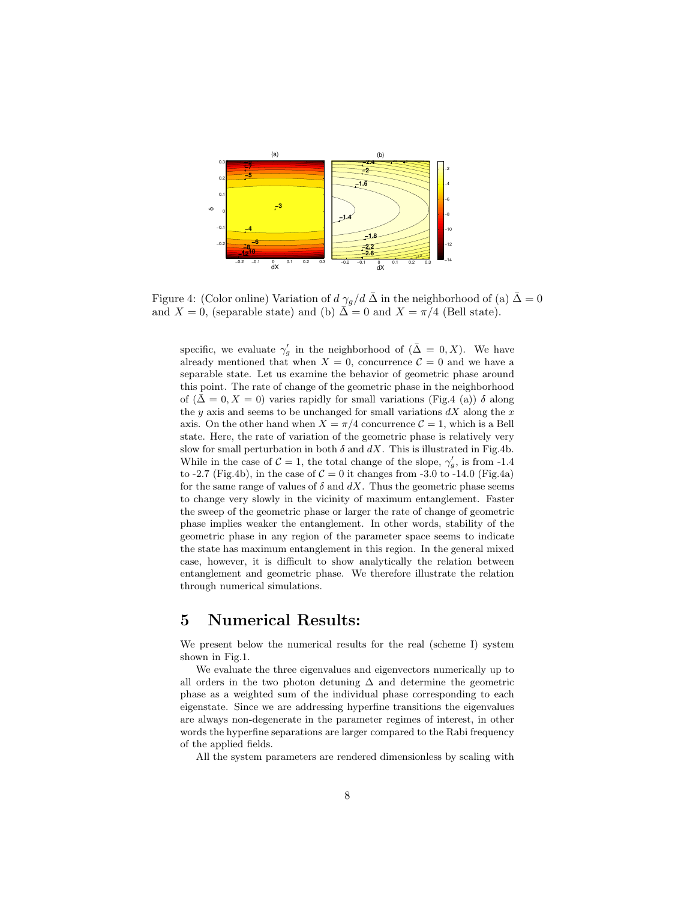Figure 4: (Color online) Variation of $d\,\gamma_g/d\,\bar{\Delta}$ in the neighborhood of (a) $\bar{\Delta} = 0$ and $X = 0$, (separable state) and (b) $\bar{\Delta} = 0$ and $X = \pi/4$ (Bell state).

specific, we evaluate $\gamma_g'$ in the neighborhood of $(\bar{\Delta} = 0, X)$. We have already mentioned that when $X = 0$, concurrence $\mathcal{C} = 0$ and we have a separable state. Let us examine the behavior of geometric phase around this point. The rate of change of the geometric phase in the neighborhood of $(\bar{\Delta} = 0, X = 0)$ varies rapidly for small variations (Fig.4 (a)) $\delta$ along the $y$ axis and seems to be unchanged for small variations $dX$ along the $x$ axis. On the other hand when $X = \pi/4$ concurrence $\mathcal{C} = 1$, which is a Bell state. Here, the rate of variation of the geometric phase is relatively very slow for small perturbation in both $\delta$ and $dX$. This is illustrated in Fig.4b. While in the case of $\mathcal{C} = 1$, the total change of the slope, $\gamma_g'$, is from -1.4 to -2.7 (Fig.4b), in the case of $\mathcal{C} = 0$ it changes from -3.0 to -14.0 (Fig.4a) for the same range of values of $\delta$ and $dX$. Thus the geometric phase seems to change very slowly in the vicinity of maximum entanglement. Faster the sweep of the geometric phase or larger the rate of change of geometric phase implies weaker the entanglement. In other words, stability of the geometric phase in any region of the parameter space seems to indicate the state has maximum entanglement in this region. In the general mixed case, however, it is difficult to show analytically the relation between entanglement and geometric phase. We therefore illustrate the relation through numerical simulations.

## 5 Numerical Results:

We present below the numerical results for the real (scheme I) system shown in Fig.1.

We evaluate the three eigenvalues and eigenvectors numerically up to all orders in the two photon detuning $\Delta$ and determine the geometric phase as a weighted sum of the individual phase corresponding to each eigenstate. Since we are addressing hyperfine transitions the eigenvalues are always non-degenerate in the parameter regimes of interest, in other words the hyperfine separations are larger compared to the Rabi frequency of the applied fields.

All the system parameters are rendered dimensionless by scaling with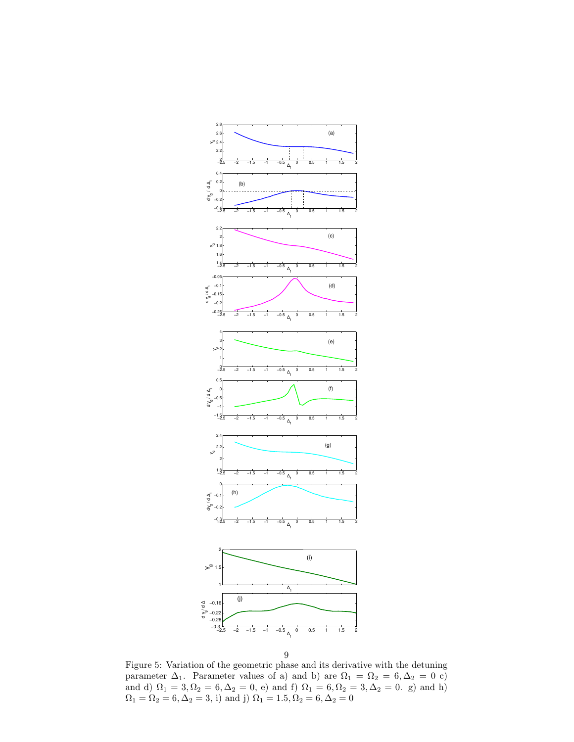Figure 5: Variation of the geometric phase and its derivative with the detuning parameter $\Delta_1$. Parameter values of a) and b) are $\Omega_1 = \Omega_2 = 6, \Delta_2 = 0$ c) and d) $\Omega_1 = 3, \Omega_2 = 6, \Delta_2 = 0$, e) and f) $\Omega_1 = 6, \Omega_2 = 3, \Delta_2 = 0$. g) and h) $\Omega_1 = \Omega_2 = 6, \Delta_2 = 3$, i) and j) $\Omega_1 = 1.5, \Omega_2 = 6, \Delta_2 = 0$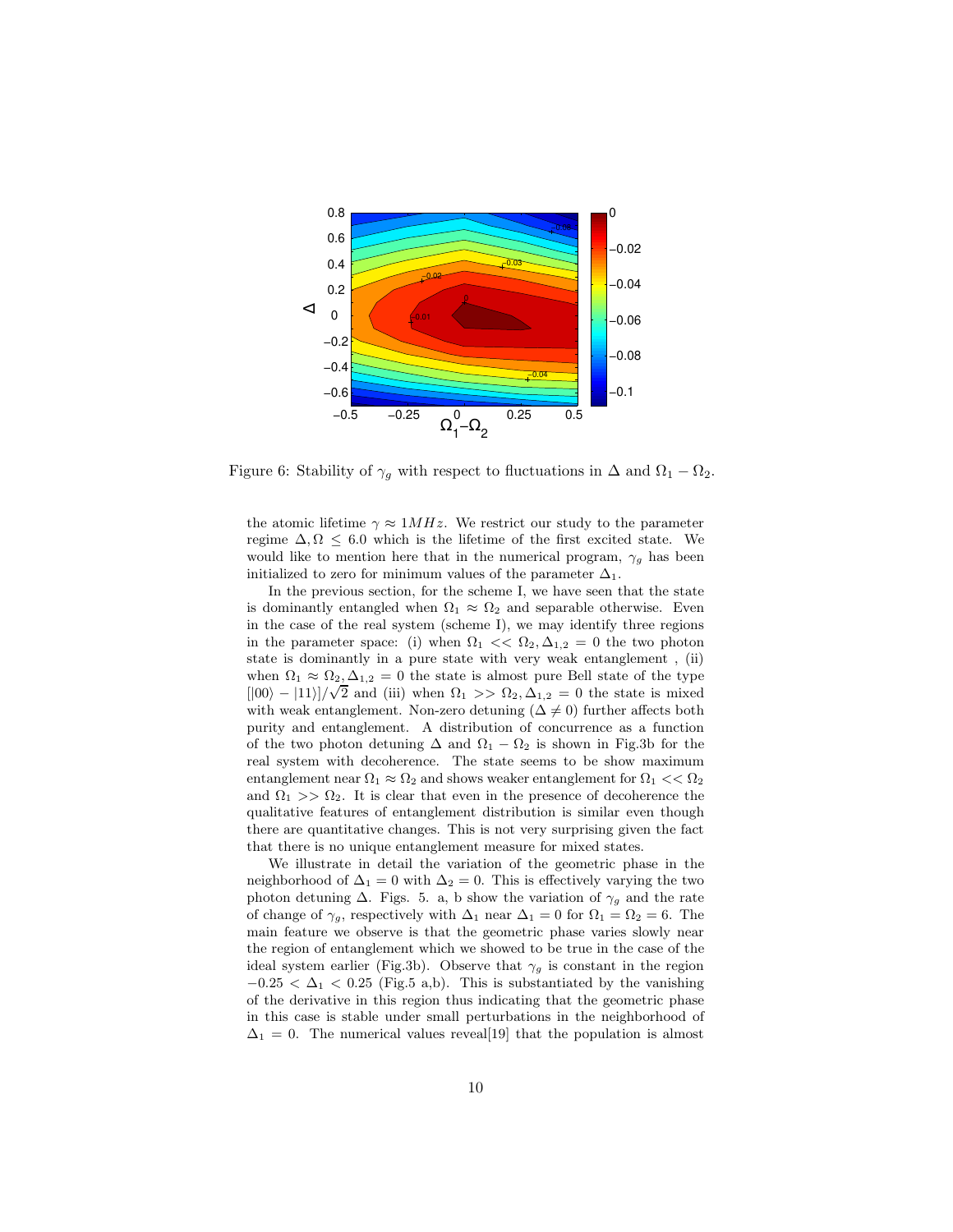Figure 6: Stability of $\gamma_g$ with respect to fluctuations in $\Delta$ and $\Omega_1 - \Omega_2$.

the atomic lifetime $\gamma \approx 1MHz$. We restrict our study to the parameter regime $\Delta, \Omega \leq 6.0$ which is the lifetime of the first excited state. We would like to mention here that in the numerical program, $\gamma_g$ has been initialized to zero for minimum values of the parameter $\Delta_1$.

In the previous section, for the scheme I, we have seen that the state is dominantly entangled when $\Omega_1 \approx \Omega_2$ and separable otherwise. Even in the case of the real system (scheme I), we may identify three regions in the parameter space: (i) when $\Omega_1 << \Omega_2, \Delta_{1,2} = 0$ the two photon state is dominantly in a pure state with very weak entanglement , (ii) when $\Omega_1 \approx \Omega_2, \Delta_{1,2} = 0$ the state is almost pure Bell state of the type $[|00\rangle - |11\rangle]/\sqrt{2}$ and (iii) when $\Omega_1 >> \Omega_2, \Delta_{1,2} = 0$ the state is mixed with weak entanglement. Non-zero detuning ($\Delta \neq 0$) further affects both purity and entanglement. A distribution of concurrence as a function of the two photon detuning $\Delta$ and $\Omega_1 - \Omega_2$ is shown in Fig.3b for the real system with decoherence. The state seems to be show maximum entanglement near $\Omega_1 \approx \Omega_2$ and shows weaker entanglement for $\Omega_1 << \Omega_2$ and $\Omega_1 >> \Omega_2$. It is clear that even in the presence of decoherence the qualitative features of entanglement distribution is similar even though there are quantitative changes. This is not very surprising given the fact that there is no unique entanglement measure for mixed states.

We illustrate in detail the variation of the geometric phase in the neighborhood of $\Delta_1 = 0$ with $\Delta_2 = 0$. This is effectively varying the two photon detuning $\Delta$. Figs. 5. a, b show the variation of $\gamma_g$ and the rate of change of $\gamma_g$, respectively with $\Delta_1$ near $\Delta_1 = 0$ for $\Omega_1 = \Omega_2 = 6$. The main feature we observe is that the geometric phase varies slowly near the region of entanglement which we showed to be true in the case of the ideal system earlier (Fig.3b). Observe that $\gamma_g$ is constant in the region $-0.25 < \Delta_1 < 0.25$ (Fig.5 a,b). This is substantiated by the vanishing of the derivative in this region thus indicating that the geometric phase in this case is stable under small perturbations in the neighborhood of $\Delta_1 = 0$. The numerical values reveal[19] that the population is almost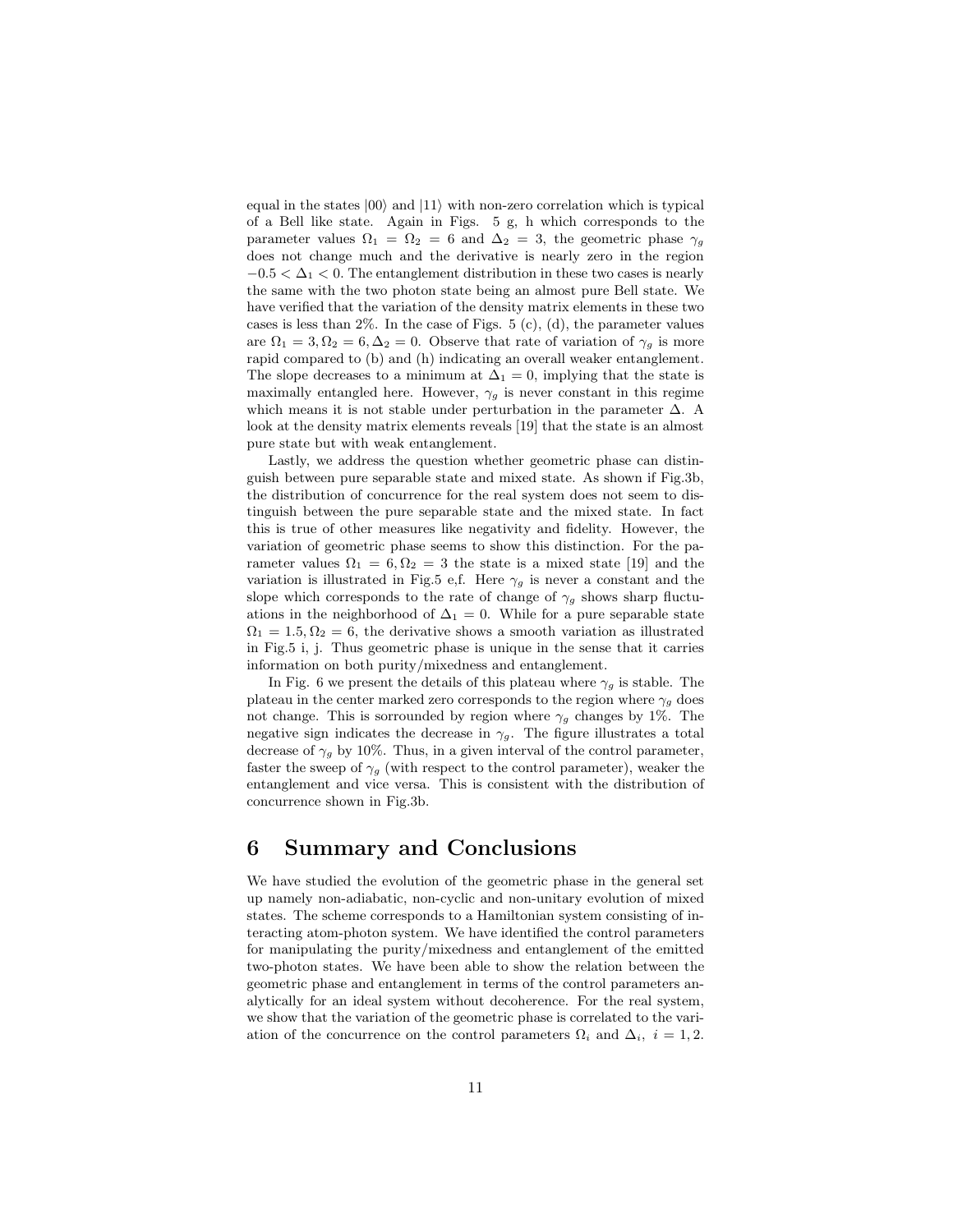equal in the states $|00\rangle$ and $|11\rangle$ with non-zero correlation which is typical of a Bell like state. Again in Figs. 5 g, h which corresponds to the parameter values $\Omega_1 = \Omega_2 = 6$ and $\Delta_2 = 3$, the geometric phase $\gamma_g$ does not change much and the derivative is nearly zero in the region $-0.5 < \Delta_1 < 0$. The entanglement distribution in these two cases is nearly the same with the two photon state being an almost pure Bell state. We have verified that the variation of the density matrix elements in these two cases is less than 2%. In the case of Figs. 5 (c), (d), the parameter values are $\Omega_1 = 3, \Omega_2 = 6, \Delta_2 = 0$. Observe that rate of variation of $\gamma_g$ is more rapid compared to (b) and (h) indicating an overall weaker entanglement. The slope decreases to a minimum at $\Delta_1 = 0$, implying that the state is maximally entangled here. However, $\gamma_g$ is never constant in this regime which means it is not stable under perturbation in the parameter $\Delta$. A look at the density matrix elements reveals [19] that the state is an almost pure state but with weak entanglement.

Lastly, we address the question whether geometric phase can distinguish between pure separable state and mixed state. As shown if Fig.3b, the distribution of concurrence for the real system does not seem to distinguish between the pure separable state and the mixed state. In fact this is true of other measures like negativity and fidelity. However, the variation of geometric phase seems to show this distinction. For the parameter values $\Omega_1 = 6, \Omega_2 = 3$ the state is a mixed state [19] and the variation is illustrated in Fig.5 e,f. Here $\gamma_g$ is never a constant and the slope which corresponds to the rate of change of $\gamma_g$ shows sharp fluctuations in the neighborhood of $\Delta_1 = 0$. While for a pure separable state $\Omega_1 = 1.5, \Omega_2 = 6$, the derivative shows a smooth variation as illustrated in Fig.5 i, j. Thus geometric phase is unique in the sense that it carries information on both purity/mixedness and entanglement.

In Fig. 6 we present the details of this plateau where $\gamma_g$ is stable. The plateau in the center marked zero corresponds to the region where $\gamma_g$ does not change. This is sorrounded by region where $\gamma_g$ changes by 1%. The negative sign indicates the decrease in $\gamma_g$. The figure illustrates a total decrease of $\gamma_g$ by 10%. Thus, in a given interval of the control parameter, faster the sweep of $\gamma_g$ (with respect to the control parameter), weaker the entanglement and vice versa. This is consistent with the distribution of concurrence shown in Fig.3b.

## 6 Summary and Conclusions

We have studied the evolution of the geometric phase in the general set up namely non-adiabatic, non-cyclic and non-unitary evolution of mixed states. The scheme corresponds to a Hamiltonian system consisting of interacting atom-photon system. We have identified the control parameters for manipulating the purity/mixedness and entanglement of the emitted two-photon states. We have been able to show the relation between the geometric phase and entanglement in terms of the control parameters analytically for an ideal system without decoherence. For the real system, we show that the variation of the geometric phase is correlated to the variation of the concurrence on the control parameters $\Omega_i$ and $\Delta_i$, $i = 1, 2$.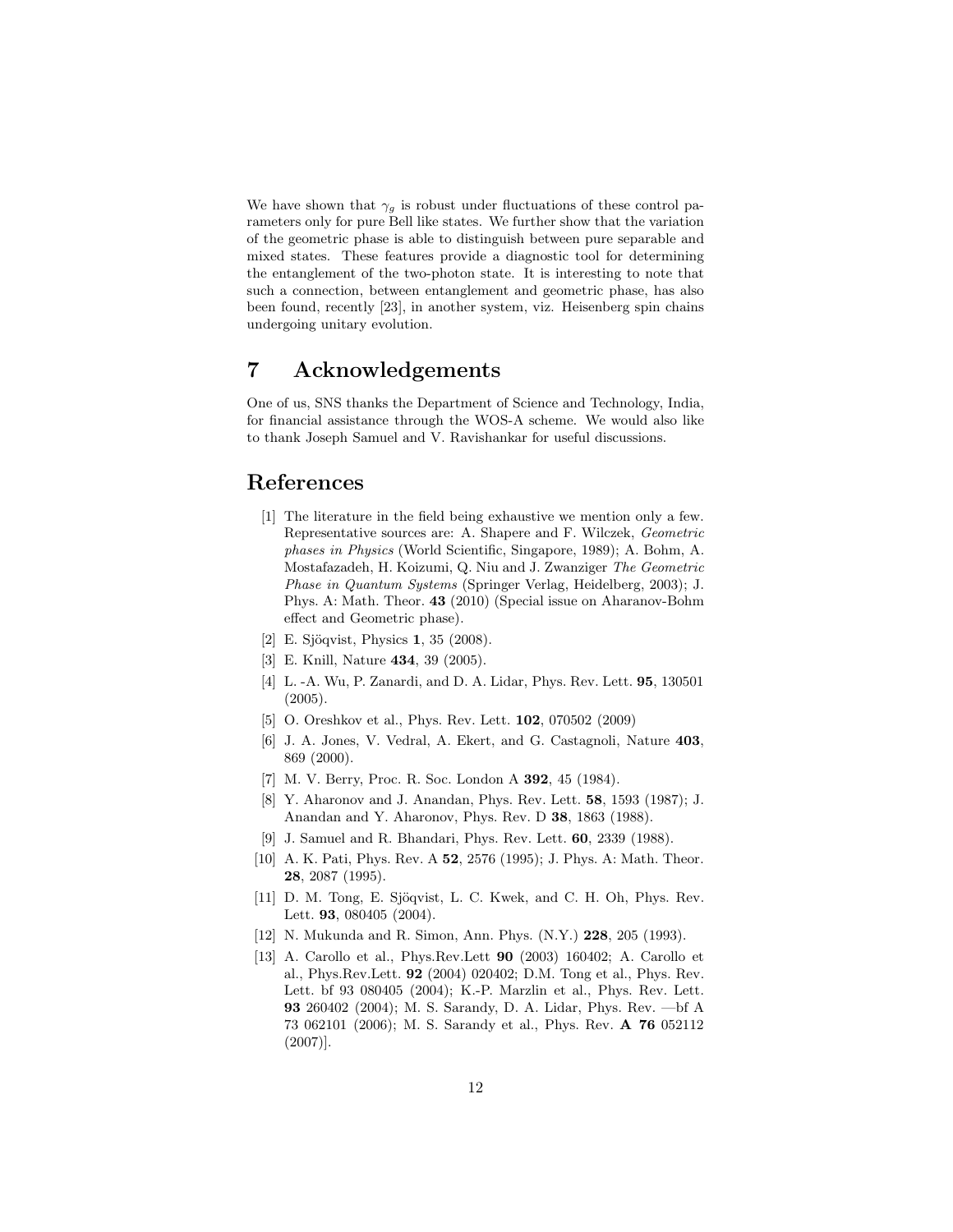We have shown that $\gamma_g$ is robust under fluctuations of these control parameters only for pure Bell like states. We further show that the variation of the geometric phase is able to distinguish between pure separable and mixed states. These features provide a diagnostic tool for determining the entanglement of the two-photon state. It is interesting to note that such a connection, between entanglement and geometric phase, has also been found, recently [23], in another system, viz. Heisenberg spin chains undergoing unitary evolution.

# 7 Acknowledgements

One of us, SNS thanks the Department of Science and Technology, India, for financial assistance through the WOS-A scheme. We would also like to thank Joseph Samuel and V. Ravishankar for useful discussions.

# References

[1] The literature in the field being exhaustive we mention only a few. Representative sources are: A. Shapere and F. Wilczek, *Geometric phases in Physics* (World Scientific, Singapore, 1989); A. Bohm, A. Mostafazadeh, H. Koizumi, Q. Niu and J. Zwanziger *The Geometric Phase in Quantum Systems* (Springer Verlag, Heidelberg, 2003); J. Phys. A: Math. Theor. **43** (2010) (Special issue on Aharanov-Bohm effect and Geometric phase).

[2] E. Sjöqvist, Physics **1**, 35 (2008).

[3] E. Knill, Nature **434**, 39 (2005).

[4] L. -A. Wu, P. Zanardi, and D. A. Lidar, Phys. Rev. Lett. **95**, 130501 (2005).

[5] O. Oreshkov et al., Phys. Rev. Lett. **102**, 070502 (2009)

[6] J. A. Jones, V. Vedral, A. Ekert, and G. Castagnoli, Nature **403**, 869 (2000).

[7] M. V. Berry, Proc. R. Soc. London A **392**, 45 (1984).

[8] Y. Aharonov and J. Anandan, Phys. Rev. Lett. **58**, 1593 (1987); J. Anandan and Y. Aharonov, Phys. Rev. D **38**, 1863 (1988).

[9] J. Samuel and R. Bhandari, Phys. Rev. Lett. **60**, 2339 (1988).

[10] A. K. Pati, Phys. Rev. A **52**, 2576 (1995); J. Phys. A: Math. Theor. **28**, 2087 (1995).

[11] D. M. Tong, E. Sjöqvist, L. C. Kwek, and C. H. Oh, Phys. Rev. Lett. **93**, 080405 (2004).

[12] N. Mukunda and R. Simon, Ann. Phys. (N.Y.) **228**, 205 (1993).

[13] A. Carollo et al., Phys.Rev.Lett **90** (2003) 160402; A. Carollo et al., Phys.Rev.Lett. **92** (2004) 020402; D.M. Tong et al., Phys. Rev. Lett. bf 93 080405 (2004); K.-P. Marzlin et al., Phys. Rev. Lett. **93** 260402 (2004); M. S. Sarandy, D. A. Lidar, Phys. Rev. —bf A 73 062101 (2006); M. S. Sarandy et al., Phys. Rev. **A 76** 052112 (2007)].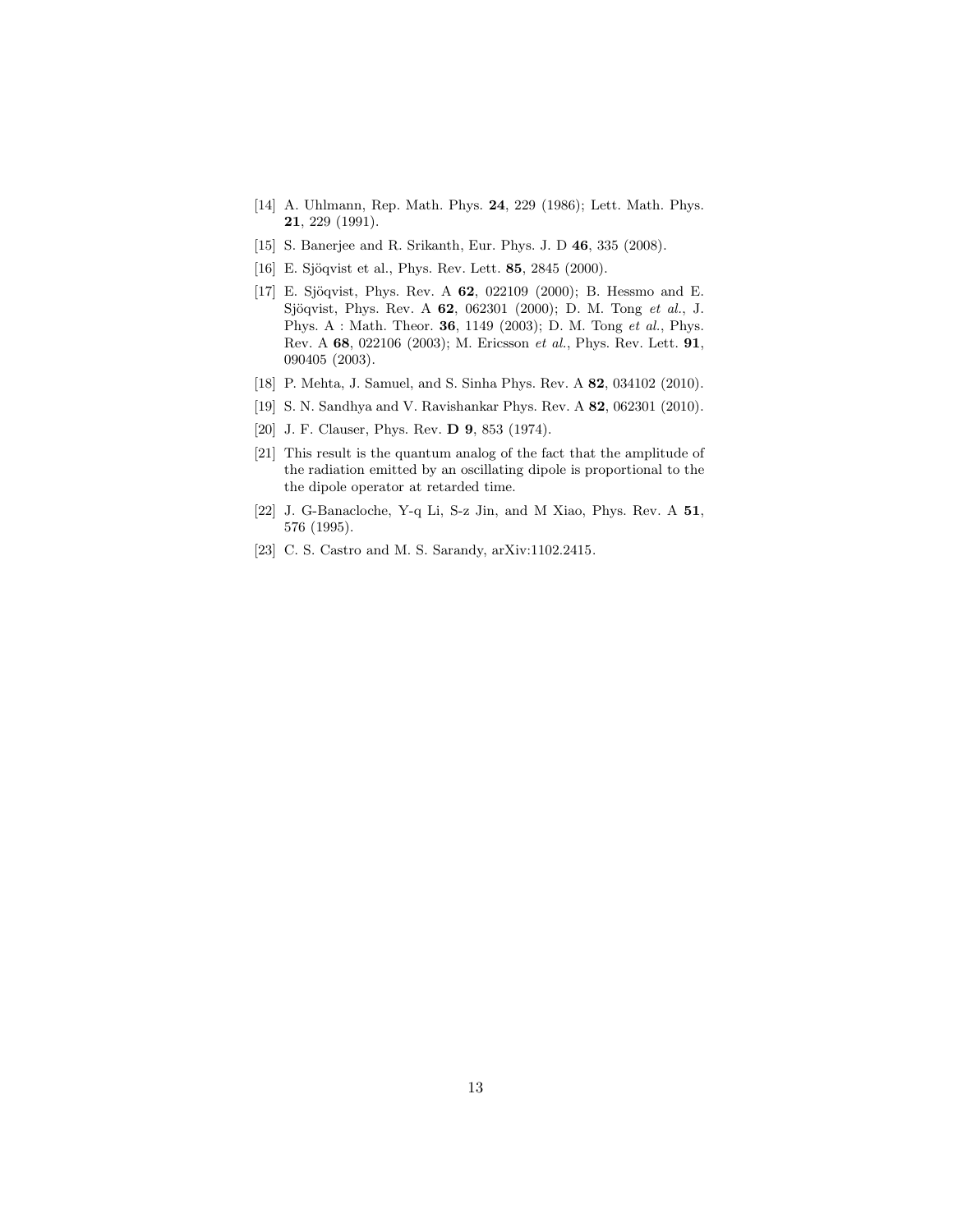[14] A. Uhlmann, Rep. Math. Phys. **24**, 229 (1986); Lett. Math. Phys. **21**, 229 (1991).

[15] S. Banerjee and R. Srikanth, Eur. Phys. J. D **46**, 335 (2008).

[16] E. Sjöqvist et al., Phys. Rev. Lett. **85**, 2845 (2000).

[17] E. Sjöqvist, Phys. Rev. A **62**, 022109 (2000); B. Hessmo and E. Sjöqvist, Phys. Rev. A **62**, 062301 (2000); D. M. Tong *et al.*, J. Phys. A : Math. Theor. **36**, 1149 (2003); D. M. Tong *et al.*, Phys. Rev. A **68**, 022106 (2003); M. Ericsson *et al.*, Phys. Rev. Lett. **91**, 090405 (2003).

[18] P. Mehta, J. Samuel, and S. Sinha Phys. Rev. A **82**, 034102 (2010).

[19] S. N. Sandhya and V. Ravishankar Phys. Rev. A **82**, 062301 (2010).

[20] J. F. Clauser, Phys. Rev. **D 9**, 853 (1974).

[21] This result is the quantum analog of the fact that the amplitude of the radiation emitted by an oscillating dipole is proportional to the the dipole operator at retarded time.

[22] J. G-Banacloche, Y-q Li, S-z Jin, and M Xiao, Phys. Rev. A **51**, 576 (1995).

[23] C. S. Castro and M. S. Sarandy, arXiv:1102.2415.